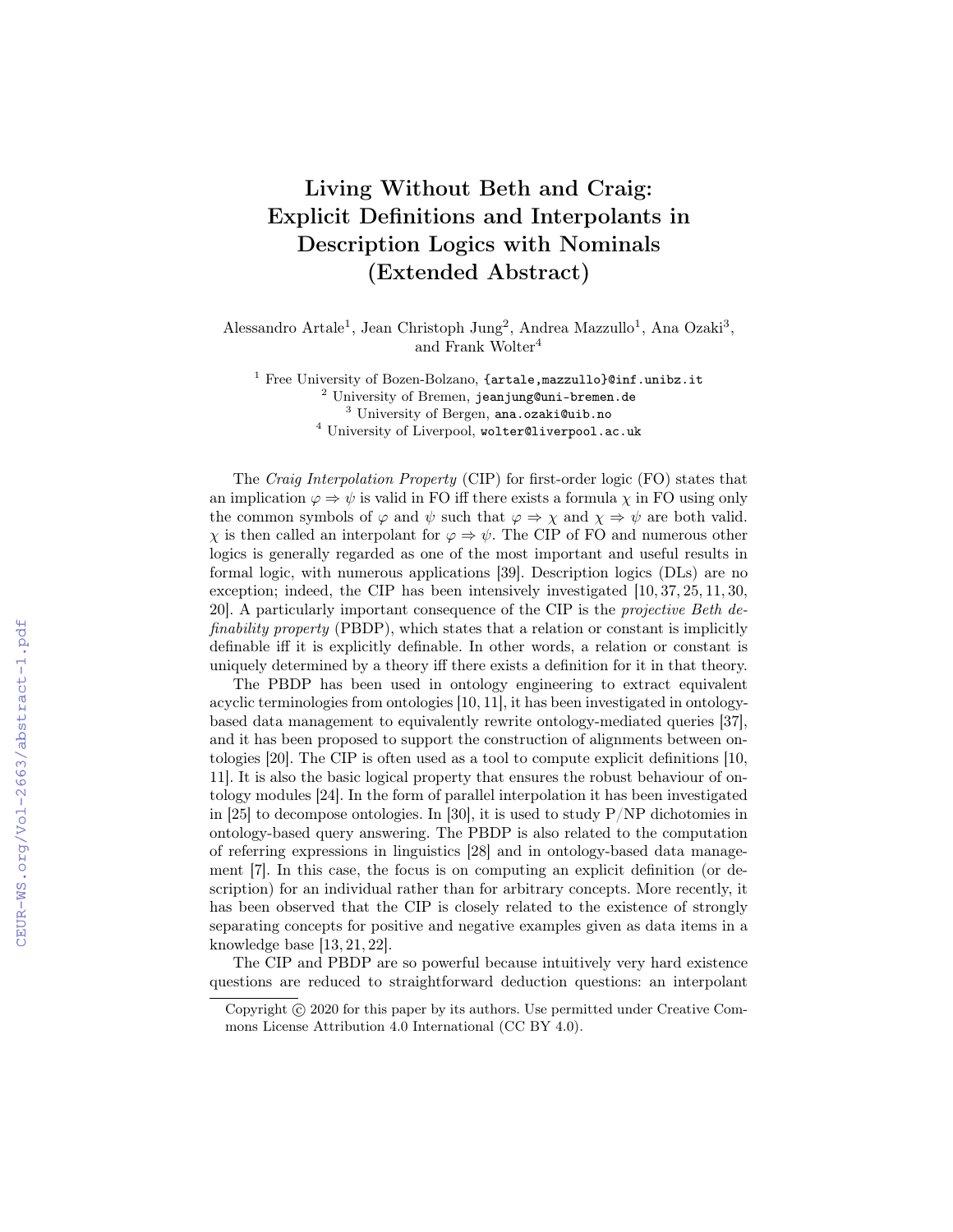# Living Without Beth and Craig: Explicit Definitions and Interpolants in Description Logics with Nominals (Extended Abstract)

Alessandro Artale[1], Jean Christoph Jung[2], Andrea Mazzullo[1], Ana Ozaki[3], and Frank Wolter[4]

[1] Free University of Bozen-Bolzano, {artale,mazzullo}@inf.unibz.it
[2] University of Bremen, jeanjung@uni-bremen.de
[3] University of Bergen, ana.ozaki@uib.no
[4] University of Liverpool, wolter@liverpool.ac.uk

The *Craig Interpolation Property* (CIP) for first-order logic (FO) states that an implication $\varphi \Rightarrow \psi$ is valid in FO iff there exists a formula $\chi$ in FO using only the common symbols of $\varphi$ and $\psi$ such that $\varphi \Rightarrow \chi$ and $\chi \Rightarrow \psi$ are both valid. $\chi$ is then called an interpolant for $\varphi \Rightarrow \psi$. The CIP of FO and numerous other logics is generally regarded as one of the most important and useful results in formal logic, with numerous applications [39]. Description logics (DLs) are no exception; indeed, the CIP has been intensively investigated [10, 37, 25, 11, 30, 20]. A particularly important consequence of the CIP is the *projective Beth definability property* (PBDP), which states that a relation or constant is implicitly definable iff it is explicitly definable. In other words, a relation or constant is uniquely determined by a theory iff there exists a definition for it in that theory.

The PBDP has been used in ontology engineering to extract equivalent acyclic terminologies from ontologies [10, 11], it has been investigated in ontology-based data management to equivalently rewrite ontology-mediated queries [37], and it has been proposed to support the construction of alignments between ontologies [20]. The CIP is often used as a tool to compute explicit definitions [10, 11]. It is also the basic logical property that ensures the robust behaviour of ontology modules [24]. In the form of parallel interpolation it has been investigated in [25] to decompose ontologies. In [30], it is used to study P/NP dichotomies in ontology-based query answering. The PBDP is also related to the computation of referring expressions in linguistics [28] and in ontology-based data management [7]. In this case, the focus is on computing an explicit definition (or description) for an individual rather than for arbitrary concepts. More recently, it has been observed that the CIP is closely related to the existence of strongly separating concepts for positive and negative examples given as data items in a knowledge base [13, 21, 22].

The CIP and PBDP are so powerful because intuitively very hard existence questions are reduced to straightforward deduction questions: an interpolant

Copyright © 2020 for this paper by its authors. Use permitted under Creative Commons License Attribution 4.0 International (CC BY 4.0).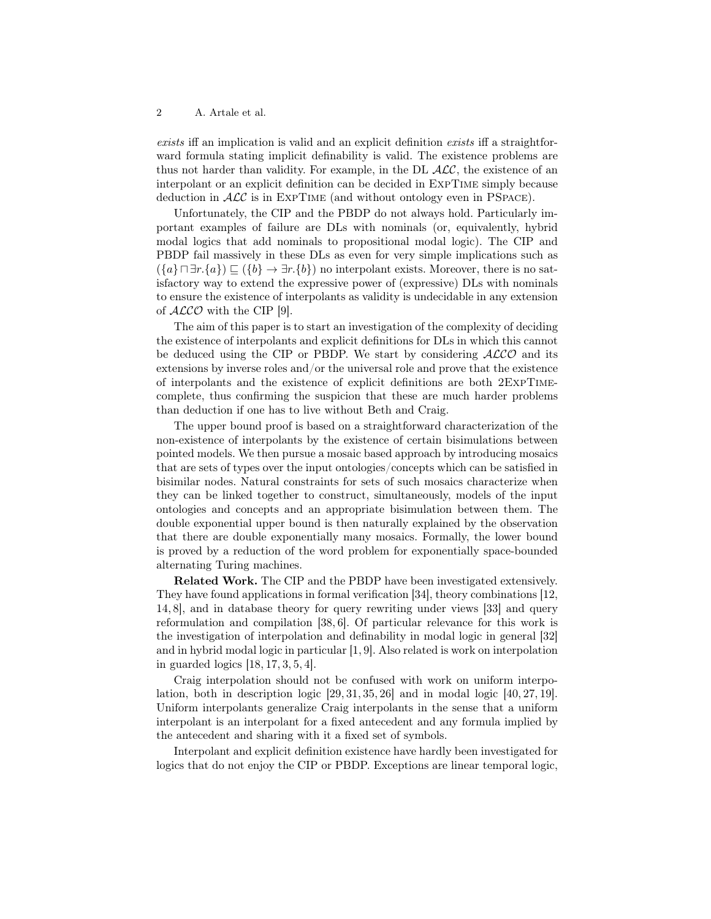*exists* iff an implication is valid and an explicit definition *exists* iff a straightforward formula stating implicit definability is valid. The existence problems are thus not harder than validity. For example, in the DL $\mathcal{ALC}$, the existence of an interpolant or an explicit definition can be decided in ExpTime simply because deduction in $\mathcal{ALC}$ is in ExpTime (and without ontology even in PSpace).

Unfortunately, the CIP and the PBDP do not always hold. Particularly important examples of failure are DLs with nominals (or, equivalently, hybrid modal logics that add nominals to propositional modal logic). The CIP and PBDP fail massively in these DLs as even for very simple implications such as $(\{a\} \sqcap \exists r.\{a\}) \sqsubseteq (\{b\} \rightarrow \exists r.\{b\})$ no interpolant exists. Moreover, there is no satisfactory way to extend the expressive power of (expressive) DLs with nominals to ensure the existence of interpolants as validity is undecidable in any extension of $\mathcal{ALCO}$ with the CIP [9].

The aim of this paper is to start an investigation of the complexity of deciding the existence of interpolants and explicit definitions for DLs in which this cannot be deduced using the CIP or PBDP. We start by considering $\mathcal{ALCO}$ and its extensions by inverse roles and/or the universal role and prove that the existence of interpolants and the existence of explicit definitions are both 2ExpTime-complete, thus confirming the suspicion that these are much harder problems than deduction if one has to live without Beth and Craig.

The upper bound proof is based on a straightforward characterization of the non-existence of interpolants by the existence of certain bisimulations between pointed models. We then pursue a mosaic based approach by introducing mosaics that are sets of types over the input ontologies/concepts which can be satisfied in bisimilar nodes. Natural constraints for sets of such mosaics characterize when they can be linked together to construct, simultaneously, models of the input ontologies and concepts and an appropriate bisimulation between them. The double exponential upper bound is then naturally explained by the observation that there are double exponentially many mosaics. Formally, the lower bound is proved by a reduction of the word problem for exponentially space-bounded alternating Turing machines.

**Related Work.** The CIP and the PBDP have been investigated extensively. They have found applications in formal verification [34], theory combinations [12, 14, 8], and in database theory for query rewriting under views [33] and query reformulation and compilation [38, 6]. Of particular relevance for this work is the investigation of interpolation and definability in modal logic in general [32] and in hybrid modal logic in particular [1, 9]. Also related is work on interpolation in guarded logics [18, 17, 3, 5, 4].

Craig interpolation should not be confused with work on uniform interpolation, both in description logic [29, 31, 35, 26] and in modal logic [40, 27, 19]. Uniform interpolants generalize Craig interpolants in the sense that a uniform interpolant is an interpolant for a fixed antecedent and any formula implied by the antecedent and sharing with it a fixed set of symbols.

Interpolant and explicit definition existence have hardly been investigated for logics that do not enjoy the CIP or PBDP. Exceptions are linear temporal logic,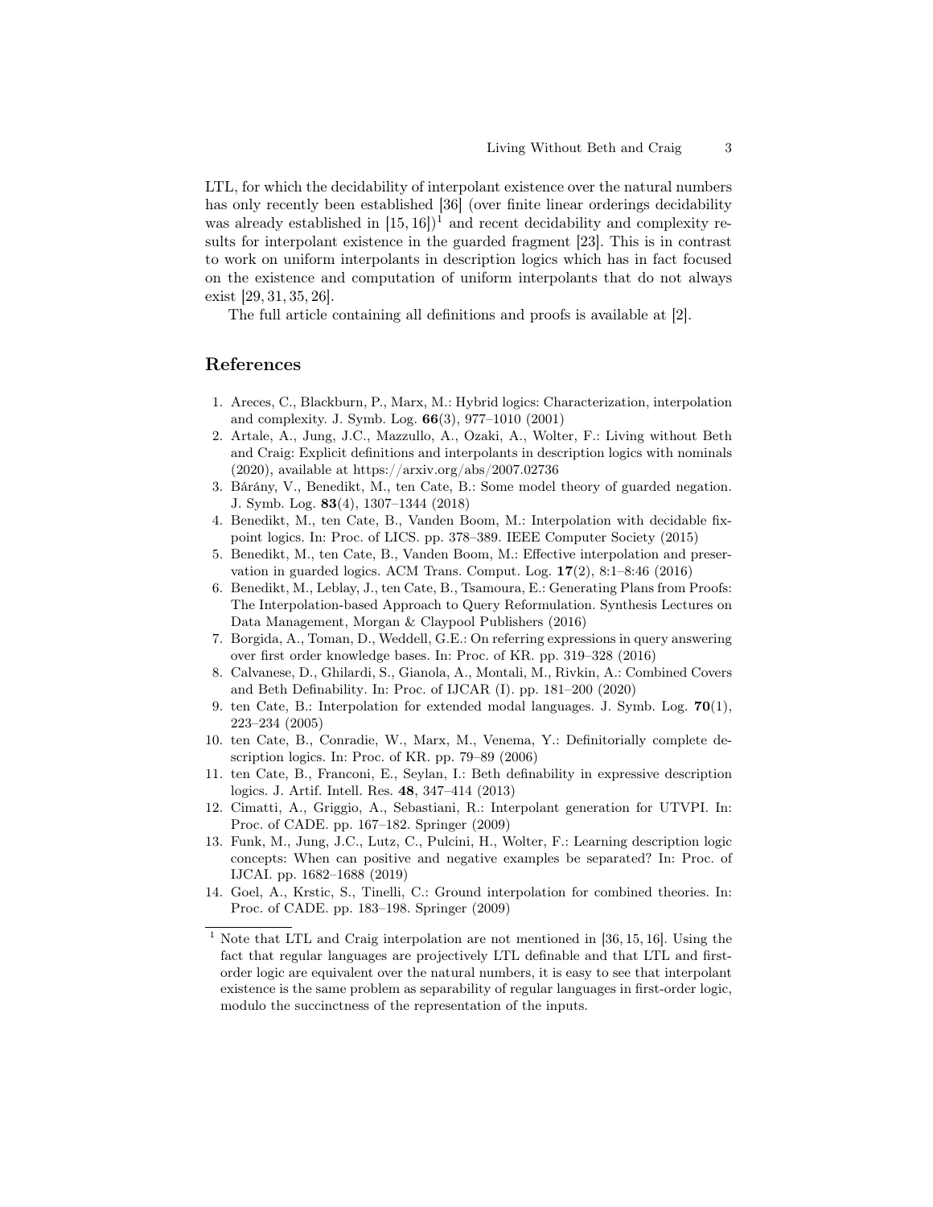LTL, for which the decidability of interpolant existence over the natural numbers has only recently been established [36] (over finite linear orderings decidability was already established in [15, 16])[1] and recent decidability and complexity results for interpolant existence in the guarded fragment [23]. This is in contrast to work on uniform interpolants in description logics which has in fact focused on the existence and computation of uniform interpolants that do not always exist [29, 31, 35, 26].

The full article containing all definitions and proofs is available at [2].

## References

1. Areces, C., Blackburn, P., Marx, M.: Hybrid logics: Characterization, interpolation and complexity. J. Symb. Log. **66**(3), 977–1010 (2001)
2. Artale, A., Jung, J.C., Mazzullo, A., Ozaki, A., Wolter, F.: Living without Beth and Craig: Explicit definitions and interpolants in description logics with nominals (2020), available at https://arxiv.org/abs/2007.02736
3. Bárány, V., Benedikt, M., ten Cate, B.: Some model theory of guarded negation. J. Symb. Log. **83**(4), 1307–1344 (2018)
4. Benedikt, M., ten Cate, B., Vanden Boom, M.: Interpolation with decidable fixpoint logics. In: Proc. of LICS. pp. 378–389. IEEE Computer Society (2015)
5. Benedikt, M., ten Cate, B., Vanden Boom, M.: Effective interpolation and preservation in guarded logics. ACM Trans. Comput. Log. **17**(2), 8:1–8:46 (2016)
6. Benedikt, M., Leblay, J., ten Cate, B., Tsamoura, E.: Generating Plans from Proofs: The Interpolation-based Approach to Query Reformulation. Synthesis Lectures on Data Management, Morgan & Claypool Publishers (2016)
7. Borgida, A., Toman, D., Weddell, G.E.: On referring expressions in query answering over first order knowledge bases. In: Proc. of KR. pp. 319–328 (2016)
8. Calvanese, D., Ghilardi, S., Gianola, A., Montali, M., Rivkin, A.: Combined Covers and Beth Definability. In: Proc. of IJCAR (I). pp. 181–200 (2020)
9. ten Cate, B.: Interpolation for extended modal languages. J. Symb. Log. **70**(1), 223–234 (2005)
10. ten Cate, B., Conradie, W., Marx, M., Venema, Y.: Definitorially complete description logics. In: Proc. of KR. pp. 79–89 (2006)
11. ten Cate, B., Franconi, E., Seylan, I.: Beth definability in expressive description logics. J. Artif. Intell. Res. **48**, 347–414 (2013)
12. Cimatti, A., Griggio, A., Sebastiani, R.: Interpolant generation for UTVPI. In: Proc. of CADE. pp. 167–182. Springer (2009)
13. Funk, M., Jung, J.C., Lutz, C., Pulcini, H., Wolter, F.: Learning description logic concepts: When can positive and negative examples be separated? In: Proc. of IJCAI. pp. 1682–1688 (2019)
14. Goel, A., Krstic, S., Tinelli, C.: Ground interpolation for combined theories. In: Proc. of CADE. pp. 183–198. Springer (2009)

[1] Note that LTL and Craig interpolation are not mentioned in [36, 15, 16]. Using the fact that regular languages are projectively LTL definable and that LTL and first-order logic are equivalent over the natural numbers, it is easy to see that interpolant existence is the same problem as separability of regular languages in first-order logic, modulo the succinctness of the representation of the inputs.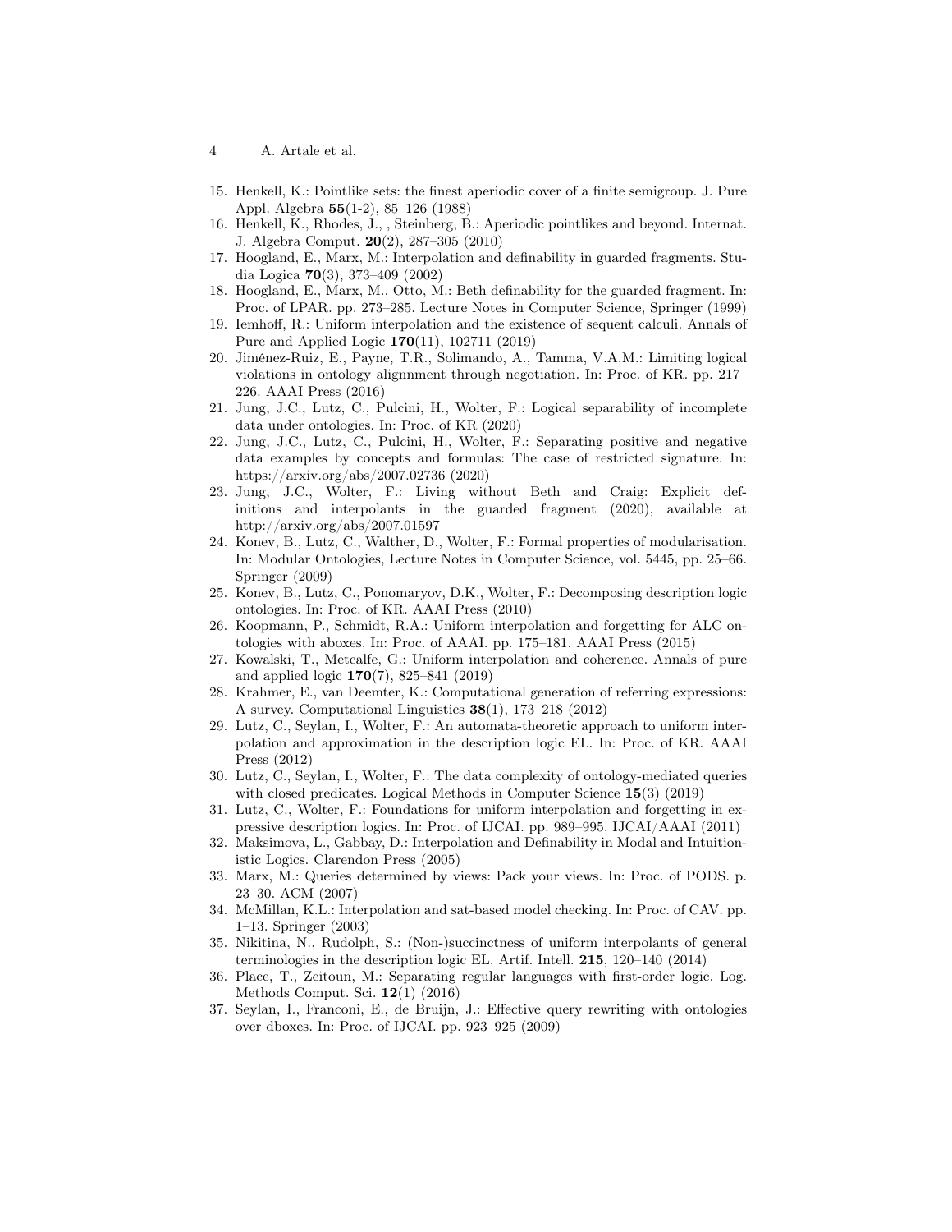15. Henkell, K.: Pointlike sets: the finest aperiodic cover of a finite semigroup. J. Pure Appl. Algebra **55**(1-2), 85–126 (1988)
16. Henkell, K., Rhodes, J., , Steinberg, B.: Aperiodic pointlikes and beyond. Internat. J. Algebra Comput. **20**(2), 287–305 (2010)
17. Hoogland, E., Marx, M.: Interpolation and definability in guarded fragments. Studia Logica **70**(3), 373–409 (2002)
18. Hoogland, E., Marx, M., Otto, M.: Beth definability for the guarded fragment. In: Proc. of LPAR. pp. 273–285. Lecture Notes in Computer Science, Springer (1999)
19. Iemhoff, R.: Uniform interpolation and the existence of sequent calculi. Annals of Pure and Applied Logic **170**(11), 102711 (2019)
20. Jiménez-Ruiz, E., Payne, T.R., Solimando, A., Tamma, V.A.M.: Limiting logical violations in ontology alignnment through negotiation. In: Proc. of KR. pp. 217–226. AAAI Press (2016)
21. Jung, J.C., Lutz, C., Pulcini, H., Wolter, F.: Logical separability of incomplete data under ontologies. In: Proc. of KR (2020)
22. Jung, J.C., Lutz, C., Pulcini, H., Wolter, F.: Separating positive and negative data examples by concepts and formulas: The case of restricted signature. In: https://arxiv.org/abs/2007.02736 (2020)
23. Jung, J.C., Wolter, F.: Living without Beth and Craig: Explicit definitions and interpolants in the guarded fragment (2020), available at http://arxiv.org/abs/2007.01597
24. Konev, B., Lutz, C., Walther, D., Wolter, F.: Formal properties of modularisation. In: Modular Ontologies, Lecture Notes in Computer Science, vol. 5445, pp. 25–66. Springer (2009)
25. Konev, B., Lutz, C., Ponomaryov, D.K., Wolter, F.: Decomposing description logic ontologies. In: Proc. of KR. AAAI Press (2010)
26. Koopmann, P., Schmidt, R.A.: Uniform interpolation and forgetting for ALC ontologies with aboxes. In: Proc. of AAAI. pp. 175–181. AAAI Press (2015)
27. Kowalski, T., Metcalfe, G.: Uniform interpolation and coherence. Annals of pure and applied logic **170**(7), 825–841 (2019)
28. Krahmer, E., van Deemter, K.: Computational generation of referring expressions: A survey. Computational Linguistics **38**(1), 173–218 (2012)
29. Lutz, C., Seylan, I., Wolter, F.: An automata-theoretic approach to uniform interpolation and approximation in the description logic EL. In: Proc. of KR. AAAI Press (2012)
30. Lutz, C., Seylan, I., Wolter, F.: The data complexity of ontology-mediated queries with closed predicates. Logical Methods in Computer Science **15**(3) (2019)
31. Lutz, C., Wolter, F.: Foundations for uniform interpolation and forgetting in expressive description logics. In: Proc. of IJCAI. pp. 989–995. IJCAI/AAAI (2011)
32. Maksimova, L., Gabbay, D.: Interpolation and Definability in Modal and Intuitionistic Logics. Clarendon Press (2005)
33. Marx, M.: Queries determined by views: Pack your views. In: Proc. of PODS. p. 23–30. ACM (2007)
34. McMillan, K.L.: Interpolation and sat-based model checking. In: Proc. of CAV. pp. 1–13. Springer (2003)
35. Nikitina, N., Rudolph, S.: (Non-)succinctness of uniform interpolants of general terminologies in the description logic EL. Artif. Intell. **215**, 120–140 (2014)
36. Place, T., Zeitoun, M.: Separating regular languages with first-order logic. Log. Methods Comput. Sci. **12**(1) (2016)
37. Seylan, I., Franconi, E., de Bruijn, J.: Effective query rewriting with ontologies over dboxes. In: Proc. of IJCAI. pp. 923–925 (2009)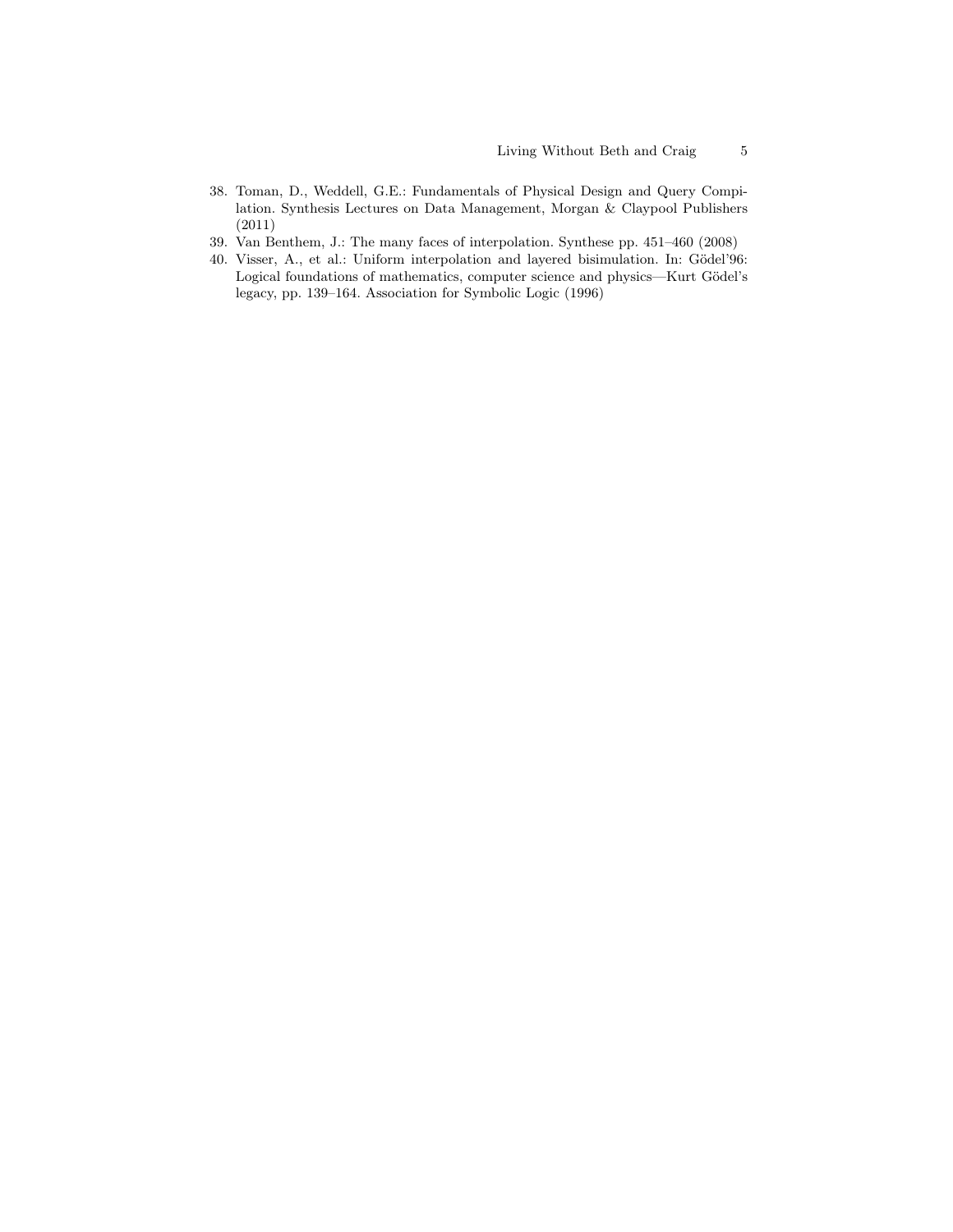38. Toman, D., Weddell, G.E.: Fundamentals of Physical Design and Query Compilation. Synthesis Lectures on Data Management, Morgan & Claypool Publishers (2011)
39. Van Benthem, J.: The many faces of interpolation. Synthese pp. 451–460 (2008)
40. Visser, A., et al.: Uniform interpolation and layered bisimulation. In: Gödel'96: Logical foundations of mathematics, computer science and physics—Kurt Gödel's legacy, pp. 139–164. Association for Symbolic Logic (1996)